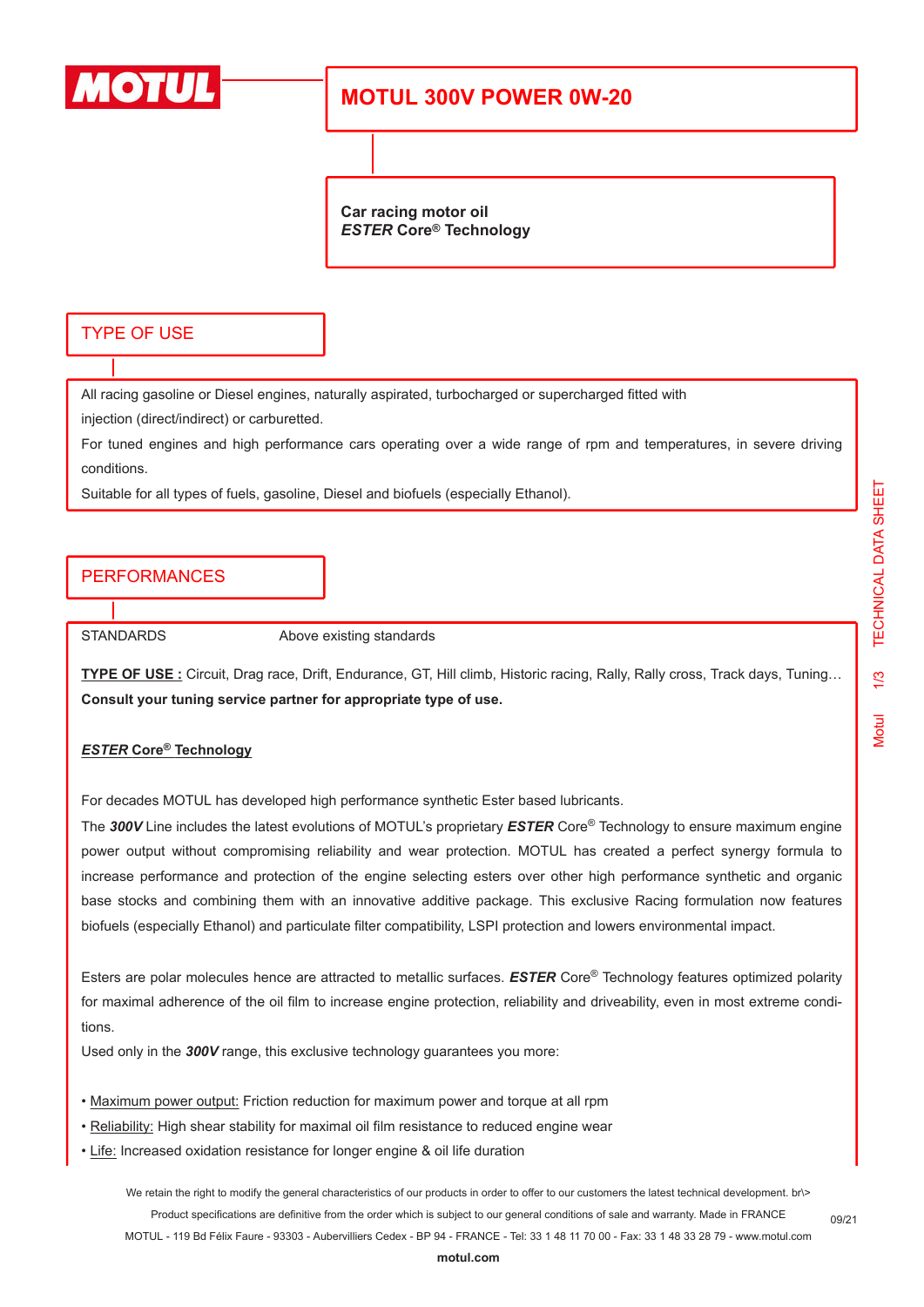# MOTUL 300V POWER 0W-20

**Car racing motor oil**
***ESTER* Core® Technology**

## TYPE OF USE

All racing gasoline or Diesel engines, naturally aspirated, turbocharged or supercharged fitted with injection (direct/indirect) or carburetted.

For tuned engines and high performance cars operating over a wide range of rpm and temperatures, in severe driving conditions.

Suitable for all types of fuels, gasoline, Diesel and biofuels (especially Ethanol).

## PERFORMANCES

STANDARDS Above existing standards

**TYPE OF USE :** Circuit, Drag race, Drift, Endurance, GT, Hill climb, Historic racing, Rally, Rally cross, Track days, Tuning…
**Consult your tuning service partner for appropriate type of use.**

***ESTER* Core® Technology**

For decades MOTUL has developed high performance synthetic Ester based lubricants.

The ***300V*** Line includes the latest evolutions of MOTUL's proprietary ***ESTER*** Core® Technology to ensure maximum engine power output without compromising reliability and wear protection. MOTUL has created a perfect synergy formula to increase performance and protection of the engine selecting esters over other high performance synthetic and organic base stocks and combining them with an innovative additive package. This exclusive Racing formulation now features biofuels (especially Ethanol) and particulate filter compatibility, LSPI protection and lowers environmental impact.

Esters are polar molecules hence are attracted to metallic surfaces. ***ESTER*** Core® Technology features optimized polarity for maximal adherence of the oil film to increase engine protection, reliability and driveability, even in most extreme conditions.

Used only in the ***300V*** range, this exclusive technology guarantees you more:

- Maximum power output: Friction reduction for maximum power and torque at all rpm
- Reliability: High shear stability for maximal oil film resistance to reduced engine wear
- Life: Increased oxidation resistance for longer engine & oil life duration

We retain the right to modify the general characteristics of our products in order to offer to our customers the latest technical development. br\>
Product specifications are definitive from the order which is subject to our general conditions of sale and warranty. Made in FRANCE
MOTUL - 119 Bd Félix Faure - 93303 - Aubervilliers Cedex - BP 94 - FRANCE - Tel: 33 1 48 11 70 00 - Fax: 33 1 48 33 28 79 - www.motul.com
09/21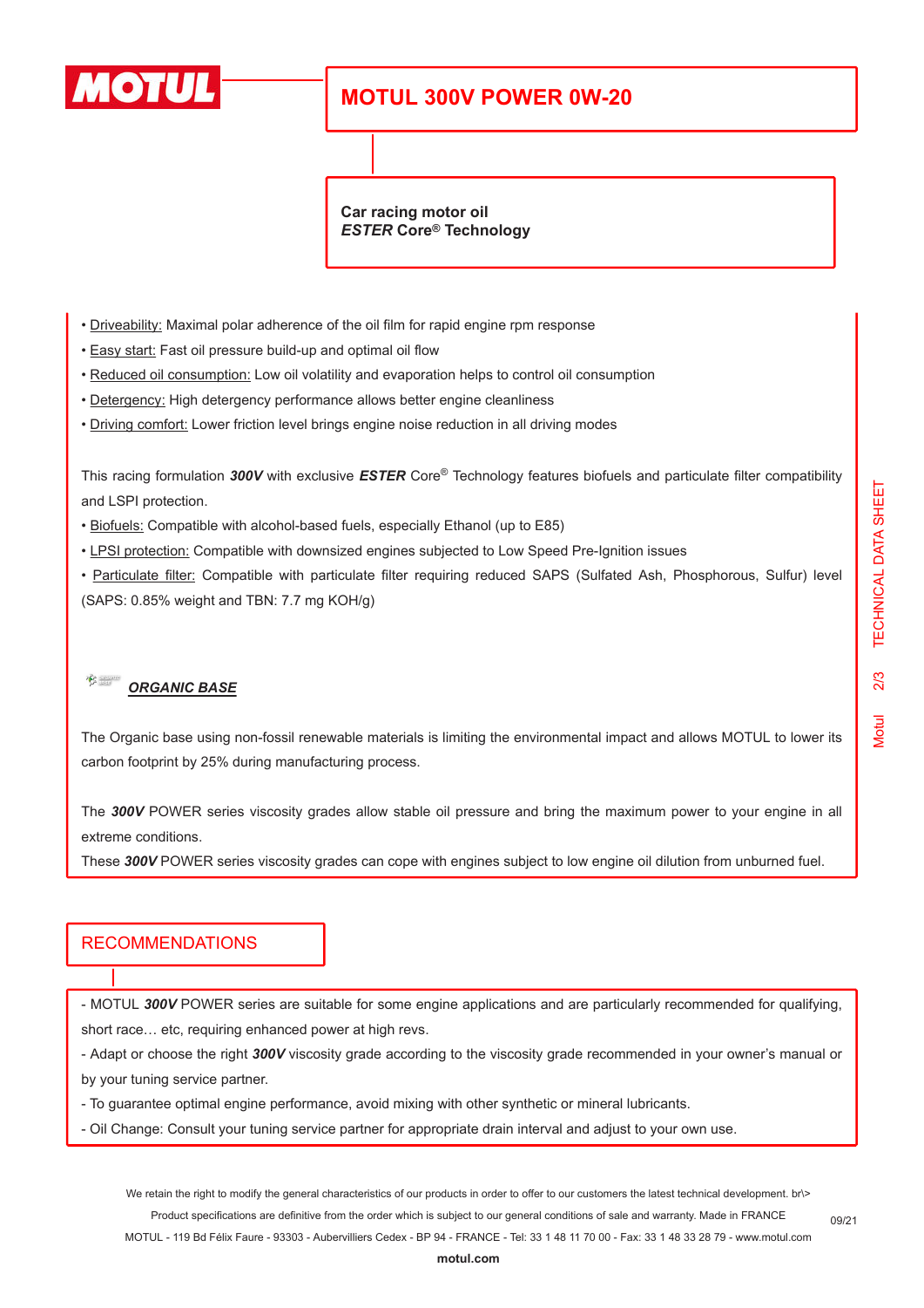# MOTUL 300V POWER 0W-20

**Car racing motor oil**
***ESTER* Core® Technology**

- Driveability: Maximal polar adherence of the oil film for rapid engine rpm response
- Easy start: Fast oil pressure build-up and optimal oil flow
- Reduced oil consumption: Low oil volatility and evaporation helps to control oil consumption
- Detergency: High detergency performance allows better engine cleanliness
- Driving comfort: Lower friction level brings engine noise reduction in all driving modes

This racing formulation ***300V*** with exclusive ***ESTER*** Core® Technology features biofuels and particulate filter compatibility and LSPI protection.

- Biofuels: Compatible with alcohol-based fuels, especially Ethanol (up to E85)
- LPSI protection: Compatible with downsized engines subjected to Low Speed Pre-Ignition issues
- Particulate filter: Compatible with particulate filter requiring reduced SAPS (Sulfated Ash, Phosphorous, Sulfur) level (SAPS: 0.85% weight and TBN: 7.7 mg KOH/g)

***ORGANIC BASE***

The Organic base using non-fossil renewable materials is limiting the environmental impact and allows MOTUL to lower its carbon footprint by 25% during manufacturing process.

The ***300V*** POWER series viscosity grades allow stable oil pressure and bring the maximum power to your engine in all extreme conditions.
These ***300V*** POWER series viscosity grades can cope with engines subject to low engine oil dilution from unburned fuel.

## RECOMMENDATIONS

- MOTUL ***300V*** POWER series are suitable for some engine applications and are particularly recommended for qualifying, short race… etc, requiring enhanced power at high revs.
- Adapt or choose the right ***300V*** viscosity grade according to the viscosity grade recommended in your owner's manual or by your tuning service partner.
- To guarantee optimal engine performance, avoid mixing with other synthetic or mineral lubricants.
- Oil Change: Consult your tuning service partner for appropriate drain interval and adjust to your own use.

We retain the right to modify the general characteristics of our products in order to offer to our customers the latest technical development. br\>
Product specifications are definitive from the order which is subject to our general conditions of sale and warranty. Made in FRANCE
MOTUL - 119 Bd Félix Faure - 93303 - Aubervilliers Cedex - BP 94 - FRANCE - Tel: 33 1 48 11 70 00 - Fax: 33 1 48 33 28 79 - www.motul.com
**motul.com**
09/21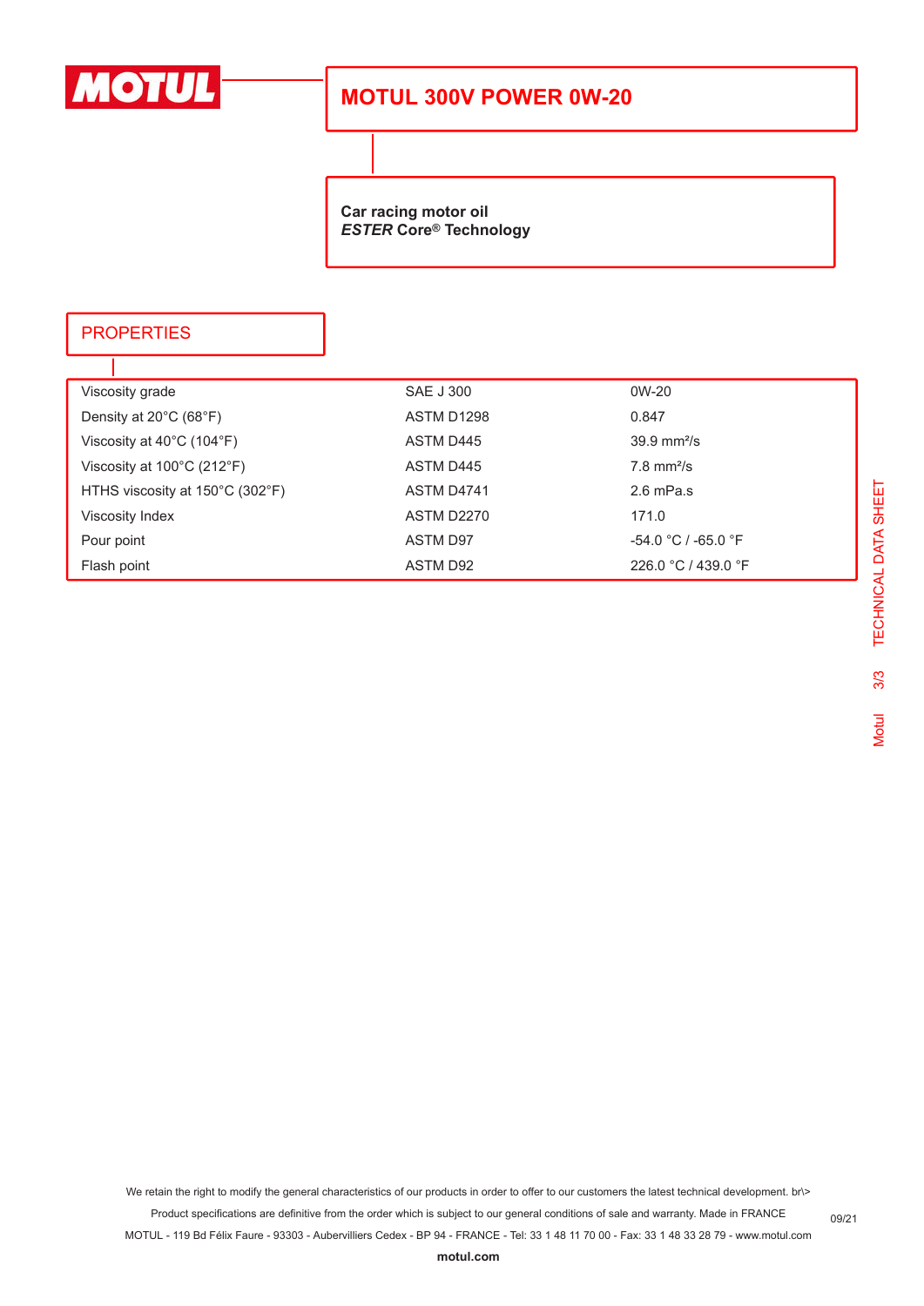MOTUL

# MOTUL 300V POWER 0W-20

**Car racing motor oil**
***ESTER* Core® Technology**

## PROPERTIES

| | | |
|---|---|---|
| Viscosity grade | SAE J 300 | 0W-20 |
| Density at 20°C (68°F) | ASTM D1298 | 0.847 |
| Viscosity at 40°C (104°F) | ASTM D445 | 39.9 mm²/s |
| Viscosity at 100°C (212°F) | ASTM D445 | 7.8 mm²/s |
| HTHS viscosity at 150°C (302°F) | ASTM D4741 | 2.6 mPa.s |
| Viscosity Index | ASTM D2270 | 171.0 |
| Pour point | ASTM D97 | -54.0 °C / -65.0 °F |
| Flash point | ASTM D92 | 226.0 °C / 439.0 °F |

We retain the right to modify the general characteristics of our products in order to offer to our customers the latest technical development. br\>
Product specifications are definitive from the order which is subject to our general conditions of sale and warranty. Made in FRANCE
MOTUL - 119 Bd Félix Faure - 93303 - Aubervilliers Cedex - BP 94 - FRANCE - Tel: 33 1 48 11 70 00 - Fax: 33 1 48 33 28 79 - www.motul.com

09/21

**motul.com**